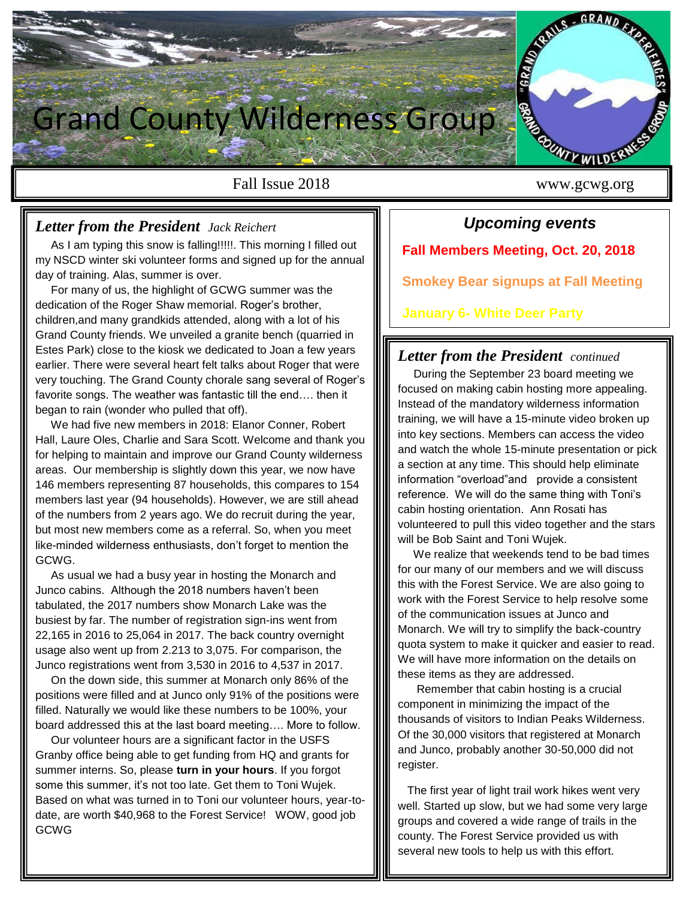# Grand County Wilderness Group

Fall Issue 2018 www.gcwg.org

## *Letter from the President* *Jack Reichert*

As I am typing this snow is falling!!!!!. This morning I filled out my NSCD winter ski volunteer forms and signed up for the annual day of training. Alas, summer is over.

For many of us, the highlight of GCWG summer was the dedication of the Roger Shaw memorial. Roger's brother, children,and many grandkids attended, along with a lot of his Grand County friends. We unveiled a granite bench (quarried in Estes Park) close to the kiosk we dedicated to Joan a few years earlier. There were several heart felt talks about Roger that were very touching. The Grand County chorale sang several of Roger's favorite songs. The weather was fantastic till the end…. then it began to rain (wonder who pulled that off).

We had five new members in 2018: Elanor Conner, Robert Hall, Laure Oles, Charlie and Sara Scott. Welcome and thank you for helping to maintain and improve our Grand County wilderness areas. Our membership is slightly down this year, we now have 146 members representing 87 households, this compares to 154 members last year (94 households). However, we are still ahead of the numbers from 2 years ago. We do recruit during the year, but most new members come as a referral. So, when you meet like-minded wilderness enthusiasts, don't forget to mention the GCWG.

As usual we had a busy year in hosting the Monarch and Junco cabins. Although the 2018 numbers haven't been tabulated, the 2017 numbers show Monarch Lake was the busiest by far. The number of registration sign-ins went from 22,165 in 2016 to 25,064 in 2017. The back country overnight usage also went up from 2.213 to 3,075. For comparison, the Junco registrations went from 3,530 in 2016 to 4,537 in 2017.

On the down side, this summer at Monarch only 86% of the positions were filled and at Junco only 91% of the positions were filled. Naturally we would like these numbers to be 100%, your board addressed this at the last board meeting…. More to follow.

Our volunteer hours are a significant factor in the USFS Granby office being able to get funding from HQ and grants for summer interns. So, please **turn in your hours**. If you forgot some this summer, it's not too late. Get them to Toni Wujek. Based on what was turned in to Toni our volunteer hours, year-to-date, are worth $40,968 to the Forest Service! WOW, good job GCWG

## *Upcoming events*

**Fall Members Meeting, Oct. 20, 2018**

**Smokey Bear signups at Fall Meeting**

**January 6- White Deer Party**

## *Letter from the President* *continued*

During the September 23 board meeting we focused on making cabin hosting more appealing. Instead of the mandatory wilderness information training, we will have a 15-minute video broken up into key sections. Members can access the video and watch the whole 15-minute presentation or pick a section at any time. This should help eliminate information "overload"and provide a consistent reference. We will do the same thing with Toni's cabin hosting orientation. Ann Rosati has volunteered to pull this video together and the stars will be Bob Saint and Toni Wujek.

We realize that weekends tend to be bad times for our many of our members and we will discuss this with the Forest Service. We are also going to work with the Forest Service to help resolve some of the communication issues at Junco and Monarch. We will try to simplify the back-country quota system to make it quicker and easier to read. We will have more information on the details on these items as they are addressed.

Remember that cabin hosting is a crucial component in minimizing the impact of the thousands of visitors to Indian Peaks Wilderness. Of the 30,000 visitors that registered at Monarch and Junco, probably another 30-50,000 did not register.

The first year of light trail work hikes went very well. Started up slow, but we had some very large groups and covered a wide range of trails in the county. The Forest Service provided us with several new tools to help us with this effort.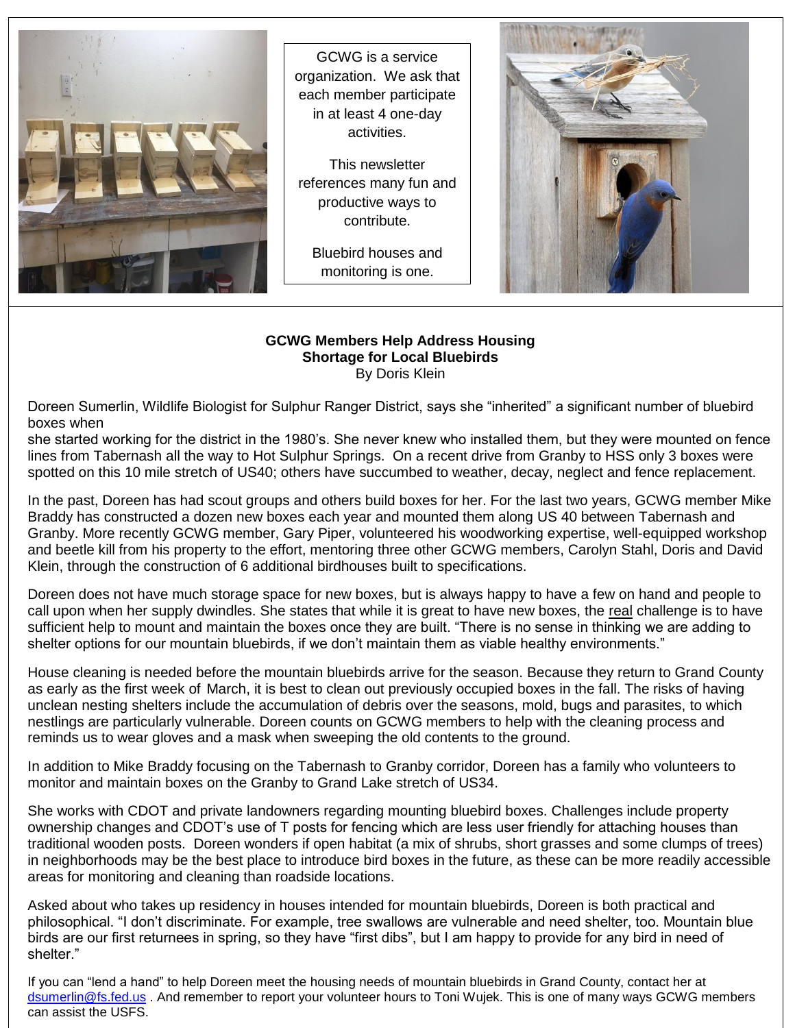GCWG is a service organization. We ask that each member participate in at least 4 one-day activities.

This newsletter references many fun and productive ways to contribute.

Bluebird houses and monitoring is one.

**GCWG Members Help Address Housing Shortage for Local Bluebirds**
By Doris Klein

Doreen Sumerlin, Wildlife Biologist for Sulphur Ranger District, says she "inherited" a significant number of bluebird boxes when she started working for the district in the 1980's. She never knew who installed them, but they were mounted on fence lines from Tabernash all the way to Hot Sulphur Springs. On a recent drive from Granby to HSS only 3 boxes were spotted on this 10 mile stretch of US40; others have succumbed to weather, decay, neglect and fence replacement.

In the past, Doreen has had scout groups and others build boxes for her. For the last two years, GCWG member Mike Braddy has constructed a dozen new boxes each year and mounted them along US 40 between Tabernash and Granby. More recently GCWG member, Gary Piper, volunteered his woodworking expertise, well-equipped workshop and beetle kill from his property to the effort, mentoring three other GCWG members, Carolyn Stahl, Doris and David Klein, through the construction of 6 additional birdhouses built to specifications.

Doreen does not have much storage space for new boxes, but is always happy to have a few on hand and people to call upon when her supply dwindles. She states that while it is great to have new boxes, the real challenge is to have sufficient help to mount and maintain the boxes once they are built. "There is no sense in thinking we are adding to shelter options for our mountain bluebirds, if we don't maintain them as viable healthy environments."

House cleaning is needed before the mountain bluebirds arrive for the season. Because they return to Grand County as early as the first week of March, it is best to clean out previously occupied boxes in the fall. The risks of having unclean nesting shelters include the accumulation of debris over the seasons, mold, bugs and parasites, to which nestlings are particularly vulnerable. Doreen counts on GCWG members to help with the cleaning process and reminds us to wear gloves and a mask when sweeping the old contents to the ground.

In addition to Mike Braddy focusing on the Tabernash to Granby corridor, Doreen has a family who volunteers to monitor and maintain boxes on the Granby to Grand Lake stretch of US34.

She works with CDOT and private landowners regarding mounting bluebird boxes. Challenges include property ownership changes and CDOT's use of T posts for fencing which are less user friendly for attaching houses than traditional wooden posts. Doreen wonders if open habitat (a mix of shrubs, short grasses and some clumps of trees) in neighborhoods may be the best place to introduce bird boxes in the future, as these can be more readily accessible areas for monitoring and cleaning than roadside locations.

Asked about who takes up residency in houses intended for mountain bluebirds, Doreen is both practical and philosophical. "I don't discriminate. For example, tree swallows are vulnerable and need shelter, too. Mountain blue birds are our first returnees in spring, so they have "first dibs", but I am happy to provide for any bird in need of shelter."

If you can "lend a hand" to help Doreen meet the housing needs of mountain bluebirds in Grand County, contact her at dsumerlin@fs.fed.us . And remember to report your volunteer hours to Toni Wujek. This is one of many ways GCWG members can assist the USFS.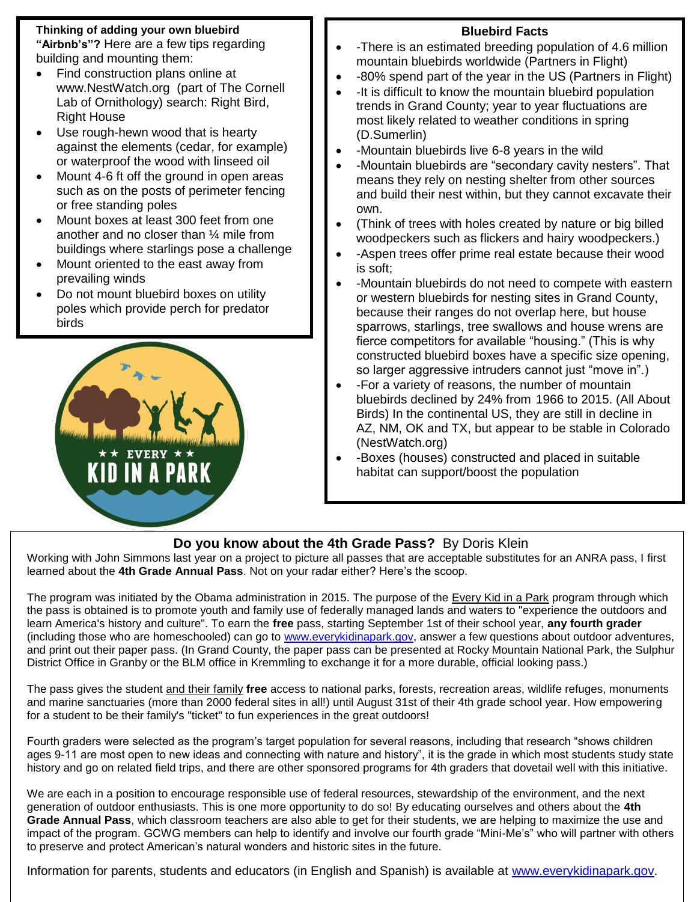**Thinking of adding your own bluebird "Airbnb's"?** Here are a few tips regarding building and mounting them:

- Find construction plans online at www.NestWatch.org (part of The Cornell Lab of Ornithology) search: Right Bird, Right House
- Use rough-hewn wood that is hearty against the elements (cedar, for example) or waterproof the wood with linseed oil
- Mount 4-6 ft off the ground in open areas such as on the posts of perimeter fencing or free standing poles
- Mount boxes at least 300 feet from one another and no closer than ¼ mile from buildings where starlings pose a challenge
- Mount oriented to the east away from prevailing winds
- Do not mount bluebird boxes on utility poles which provide perch for predator birds

★★ EVERY ★★
KID IN A PARK

## Bluebird Facts

- -There is an estimated breeding population of 4.6 million mountain bluebirds worldwide (Partners in Flight)
- -80% spend part of the year in the US (Partners in Flight)
- -It is difficult to know the mountain bluebird population trends in Grand County; year to year fluctuations are most likely related to weather conditions in spring (D.Sumerlin)
- -Mountain bluebirds live 6-8 years in the wild
- -Mountain bluebirds are "secondary cavity nesters". That means they rely on nesting shelter from other sources and build their nest within, but they cannot excavate their own.
- (Think of trees with holes created by nature or big billed woodpeckers such as flickers and hairy woodpeckers.)
- -Aspen trees offer prime real estate because their wood is soft;
- -Mountain bluebirds do not need to compete with eastern or western bluebirds for nesting sites in Grand County, because their ranges do not overlap here, but house sparrows, starlings, tree swallows and house wrens are fierce competitors for available "housing." (This is why constructed bluebird boxes have a specific size opening, so larger aggressive intruders cannot just "move in".)
- -For a variety of reasons, the number of mountain bluebirds declined by 24% from 1966 to 2015. (All About Birds) In the continental US, they are still in decline in AZ, NM, OK and TX, but appear to be stable in Colorado (NestWatch.org)
- -Boxes (houses) constructed and placed in suitable habitat can support/boost the population

## Do you know about the 4th Grade Pass? By Doris Klein

Working with John Simmons last year on a project to picture all passes that are acceptable substitutes for an ANRA pass, I first learned about the **4th Grade Annual Pass**. Not on your radar either? Here's the scoop.

The program was initiated by the Obama administration in 2015. The purpose of the Every Kid in a Park program through which the pass is obtained is to promote youth and family use of federally managed lands and waters to "experience the outdoors and learn America's history and culture". To earn the **free** pass, starting September 1st of their school year, **any fourth grader** (including those who are homeschooled) can go to www.everykidinapark.gov, answer a few questions about outdoor adventures, and print out their paper pass. (In Grand County, the paper pass can be presented at Rocky Mountain National Park, the Sulphur District Office in Granby or the BLM office in Kremmling to exchange it for a more durable, official looking pass.)

The pass gives the student and their family **free** access to national parks, forests, recreation areas, wildlife refuges, monuments and marine sanctuaries (more than 2000 federal sites in all!) until August 31st of their 4th grade school year. How empowering for a student to be their family's "ticket" to fun experiences in the great outdoors!

Fourth graders were selected as the program's target population for several reasons, including that research "shows children ages 9-11 are most open to new ideas and connecting with nature and history", it is the grade in which most students study state history and go on related field trips, and there are other sponsored programs for 4th graders that dovetail well with this initiative.

We are each in a position to encourage responsible use of federal resources, stewardship of the environment, and the next generation of outdoor enthusiasts. This is one more opportunity to do so! By educating ourselves and others about the **4th Grade Annual Pass**, which classroom teachers are also able to get for their students, we are helping to maximize the use and impact of the program. GCWG members can help to identify and involve our fourth grade "Mini-Me's" who will partner with others to preserve and protect American's natural wonders and historic sites in the future.

Information for parents, students and educators (in English and Spanish) is available at www.everykidinapark.gov.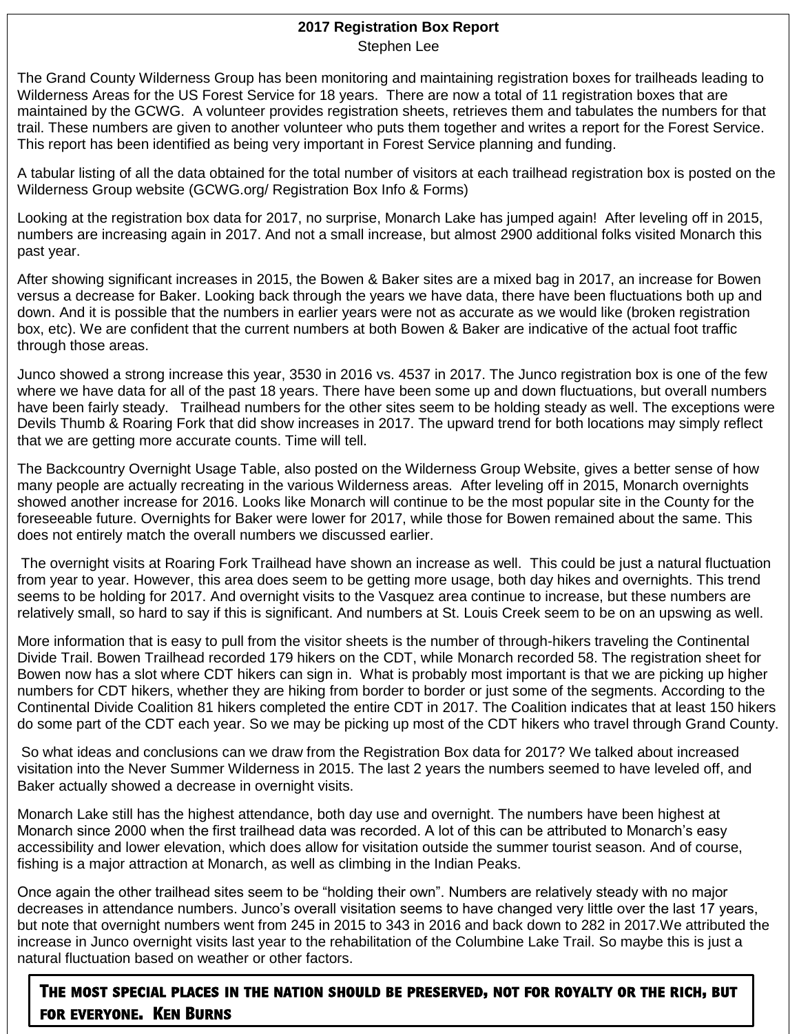## 2017 Registration Box Report

Stephen Lee

The Grand County Wilderness Group has been monitoring and maintaining registration boxes for trailheads leading to Wilderness Areas for the US Forest Service for 18 years. There are now a total of 11 registration boxes that are maintained by the GCWG. A volunteer provides registration sheets, retrieves them and tabulates the numbers for that trail. These numbers are given to another volunteer who puts them together and writes a report for the Forest Service. This report has been identified as being very important in Forest Service planning and funding.

A tabular listing of all the data obtained for the total number of visitors at each trailhead registration box is posted on the Wilderness Group website (GCWG.org/ Registration Box Info & Forms)

Looking at the registration box data for 2017, no surprise, Monarch Lake has jumped again! After leveling off in 2015, numbers are increasing again in 2017. And not a small increase, but almost 2900 additional folks visited Monarch this past year.

After showing significant increases in 2015, the Bowen & Baker sites are a mixed bag in 2017, an increase for Bowen versus a decrease for Baker. Looking back through the years we have data, there have been fluctuations both up and down. And it is possible that the numbers in earlier years were not as accurate as we would like (broken registration box, etc). We are confident that the current numbers at both Bowen & Baker are indicative of the actual foot traffic through those areas.

Junco showed a strong increase this year, 3530 in 2016 vs. 4537 in 2017. The Junco registration box is one of the few where we have data for all of the past 18 years. There have been some up and down fluctuations, but overall numbers have been fairly steady. Trailhead numbers for the other sites seem to be holding steady as well. The exceptions were Devils Thumb & Roaring Fork that did show increases in 2017. The upward trend for both locations may simply reflect that we are getting more accurate counts. Time will tell.

The Backcountry Overnight Usage Table, also posted on the Wilderness Group Website, gives a better sense of how many people are actually recreating in the various Wilderness areas. After leveling off in 2015, Monarch overnights showed another increase for 2016. Looks like Monarch will continue to be the most popular site in the County for the foreseeable future. Overnights for Baker were lower for 2017, while those for Bowen remained about the same. This does not entirely match the overall numbers we discussed earlier.

The overnight visits at Roaring Fork Trailhead have shown an increase as well. This could be just a natural fluctuation from year to year. However, this area does seem to be getting more usage, both day hikes and overnights. This trend seems to be holding for 2017. And overnight visits to the Vasquez area continue to increase, but these numbers are relatively small, so hard to say if this is significant. And numbers at St. Louis Creek seem to be on an upswing as well.

More information that is easy to pull from the visitor sheets is the number of through-hikers traveling the Continental Divide Trail. Bowen Trailhead recorded 179 hikers on the CDT, while Monarch recorded 58. The registration sheet for Bowen now has a slot where CDT hikers can sign in. What is probably most important is that we are picking up higher numbers for CDT hikers, whether they are hiking from border to border or just some of the segments. According to the Continental Divide Coalition 81 hikers completed the entire CDT in 2017. The Coalition indicates that at least 150 hikers do some part of the CDT each year. So we may be picking up most of the CDT hikers who travel through Grand County.

So what ideas and conclusions can we draw from the Registration Box data for 2017? We talked about increased visitation into the Never Summer Wilderness in 2015. The last 2 years the numbers seemed to have leveled off, and Baker actually showed a decrease in overnight visits.

Monarch Lake still has the highest attendance, both day use and overnight. The numbers have been highest at Monarch since 2000 when the first trailhead data was recorded. A lot of this can be attributed to Monarch's easy accessibility and lower elevation, which does allow for visitation outside the summer tourist season. And of course, fishing is a major attraction at Monarch, as well as climbing in the Indian Peaks.

Once again the other trailhead sites seem to be "holding their own". Numbers are relatively steady with no major decreases in attendance numbers. Junco's overall visitation seems to have changed very little over the last 17 years, but note that overnight numbers went from 245 in 2015 to 343 in 2016 and back down to 282 in 2017.We attributed the increase in Junco overnight visits last year to the rehabilitation of the Columbine Lake Trail. So maybe this is just a natural fluctuation based on weather or other factors.

**THE MOST SPECIAL PLACES IN THE NATION SHOULD BE PRESERVED, NOT FOR ROYALTY OR THE RICH, BUT FOR EVERYONE. KEN BURNS**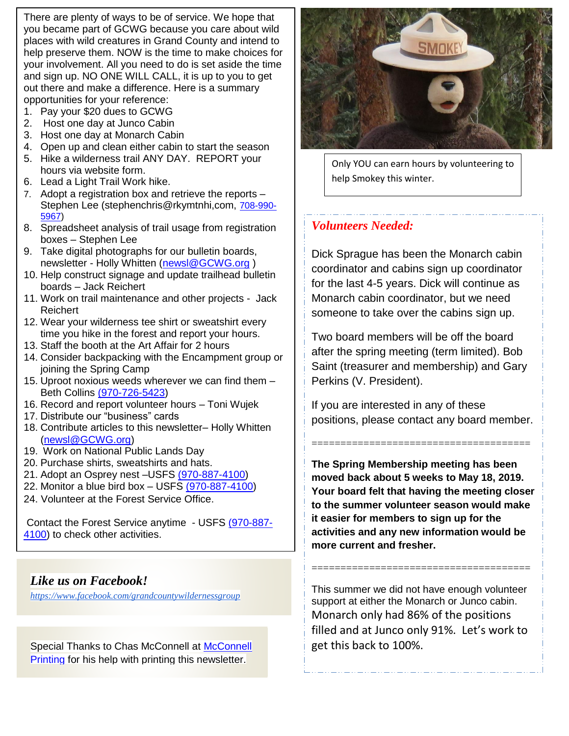There are plenty of ways to be of service. We hope that you became part of GCWG because you care about wild places with wild creatures in Grand County and intend to help preserve them. NOW is the time to make choices for your involvement. All you need to do is set aside the time and sign up. NO ONE WILL CALL, it is up to you to get out there and make a difference. Here is a summary opportunities for your reference:

1. Pay your $20 dues to GCWG
2. Host one day at Junco Cabin
3. Host one day at Monarch Cabin
4. Open up and clean either cabin to start the season
5. Hike a wilderness trail ANY DAY. REPORT your hours via website form.
6. Lead a Light Trail Work hike.
7. Adopt a registration box and retrieve the reports – Stephen Lee (stephenchris@rkymtnhi,com, 708-990-5967)
8. Spreadsheet analysis of trail usage from registration boxes – Stephen Lee
9. Take digital photographs for our bulletin boards, newsletter - Holly Whitten (newsl@GCWG.org )
10. Help construct signage and update trailhead bulletin boards – Jack Reichert
11. Work on trail maintenance and other projects - Jack Reichert
12. Wear your wilderness tee shirt or sweatshirt every time you hike in the forest and report your hours.
13. Staff the booth at the Art Affair for 2 hours
14. Consider backpacking with the Encampment group or joining the Spring Camp
15. Uproot noxious weeds wherever we can find them – Beth Collins (970-726-5423)
16. Record and report volunteer hours – Toni Wujek
17. Distribute our "business" cards
18. Contribute articles to this newsletter– Holly Whitten (newsl@GCWG.org)
19. Work on National Public Lands Day
20. Purchase shirts, sweatshirts and hats.
21. Adopt an Osprey nest –USFS (970-887-4100)
22. Monitor a blue bird box – USFS (970-887-4100)
24. Volunteer at the Forest Service Office.

Contact the Forest Service anytime - USFS (970-887-4100) to check other activities.

## *Like us on Facebook!*

*https://www.facebook.com/grandcountywildernessgroup*

Special Thanks to Chas McConnell at McConnell Printing for his help with printing this newsletter.

Only YOU can earn hours by volunteering to help Smokey this winter.

## *Volunteers Needed:*

Dick Sprague has been the Monarch cabin coordinator and cabins sign up coordinator for the last 4-5 years. Dick will continue as Monarch cabin coordinator, but we need someone to take over the cabins sign up.

Two board members will be off the board after the spring meeting (term limited). Bob Saint (treasurer and membership) and Gary Perkins (V. President).

If you are interested in any of these positions, please contact any board member.

=====================================

**The Spring Membership meeting has been moved back about 5 weeks to May 18, 2019. Your board felt that having the meeting closer to the summer volunteer season would make it easier for members to sign up for the activities and any new information would be more current and fresher.**

=====================================

This summer we did not have enough volunteer support at either the Monarch or Junco cabin. Monarch only had 86% of the positions filled and at Junco only 91%. Let's work to get this back to 100%.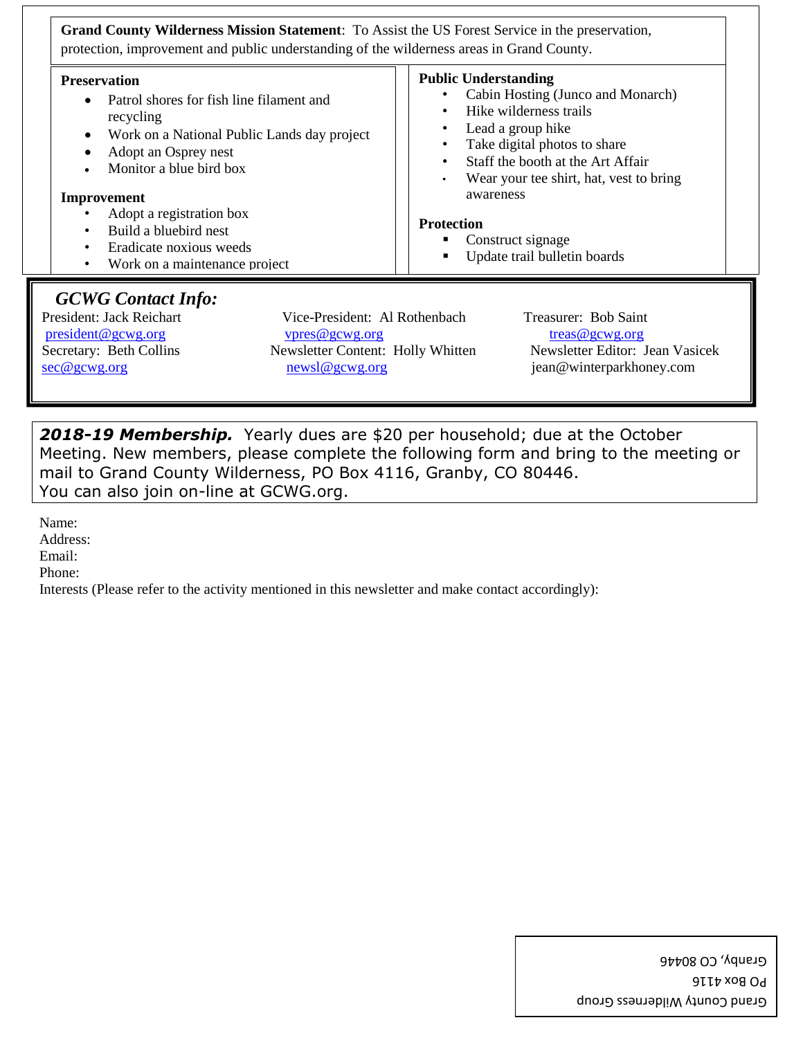**Grand County Wilderness Mission Statement**: To Assist the US Forest Service in the preservation, protection, improvement and public understanding of the wilderness areas in Grand County.

**Preservation**

- Patrol shores for fish line filament and recycling
- Work on a National Public Lands day project
- Adopt an Osprey nest
- Monitor a blue bird box

**Improvement**

- Adopt a registration box
- Build a bluebird nest
- Eradicate noxious weeds
- Work on a maintenance project

**Public Understanding**

- Cabin Hosting (Junco and Monarch)
- Hike wilderness trails
- Lead a group hike
- Take digital photos to share
- Staff the booth at the Art Affair
- Wear your tee shirt, hat, vest to bring awareness

**Protection**

- Construct signage
- Update trail bulletin boards

## *GCWG Contact Info:*

President: Jack Reichart
president@gcwg.org

Vice-President: Al Rothenbach
vpres@gcwg.org

Treasurer: Bob Saint
treas@gcwg.org

Secretary: Beth Collins
sec@gcwg.org

Newsletter Content: Holly Whitten
newsl@gcwg.org

Newsletter Editor: Jean Vasicek
jean@winterparkhoney.com

***2018-19 Membership.*** Yearly dues are $20 per household; due at the October Meeting. New members, please complete the following form and bring to the meeting or mail to Grand County Wilderness, PO Box 4116, Granby, CO 80446.
You can also join on-line at GCWG.org.

Name:
Address:
Email:
Phone:
Interests (Please refer to the activity mentioned in this newsletter and make contact accordingly):

Grand County Wilderness Group
PO Box 4116
Granby, CO 80446